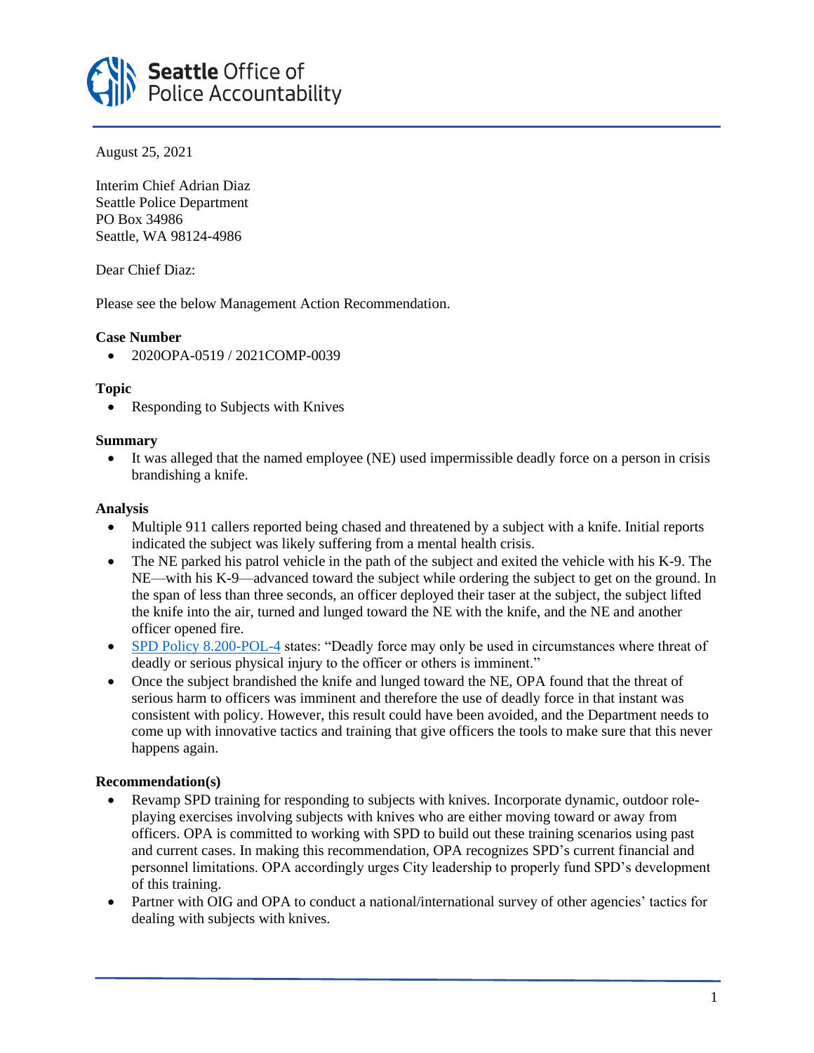**Seattle** Office of Police Accountability

August 25, 2021

Interim Chief Adrian Diaz
Seattle Police Department
PO Box 34986
Seattle, WA 98124-4986

Dear Chief Diaz:

Please see the below Management Action Recommendation.

**Case Number**

- 2020OPA-0519 / 2021COMP-0039

**Topic**

- Responding to Subjects with Knives

**Summary**

- It was alleged that the named employee (NE) used impermissible deadly force on a person in crisis brandishing a knife.

**Analysis**

- Multiple 911 callers reported being chased and threatened by a subject with a knife. Initial reports indicated the subject was likely suffering from a mental health crisis.
- The NE parked his patrol vehicle in the path of the subject and exited the vehicle with his K-9. The NE—with his K-9—advanced toward the subject while ordering the subject to get on the ground. In the span of less than three seconds, an officer deployed their taser at the subject, the subject lifted the knife into the air, turned and lunged toward the NE with the knife, and the NE and another officer opened fire.
- SPD Policy 8.200-POL-4 states: "Deadly force may only be used in circumstances where threat of deadly or serious physical injury to the officer or others is imminent."
- Once the subject brandished the knife and lunged toward the NE, OPA found that the threat of serious harm to officers was imminent and therefore the use of deadly force in that instant was consistent with policy. However, this result could have been avoided, and the Department needs to come up with innovative tactics and training that give officers the tools to make sure that this never happens again.

**Recommendation(s)**

- Revamp SPD training for responding to subjects with knives. Incorporate dynamic, outdoor role-playing exercises involving subjects with knives who are either moving toward or away from officers. OPA is committed to working with SPD to build out these training scenarios using past and current cases. In making this recommendation, OPA recognizes SPD's current financial and personnel limitations. OPA accordingly urges City leadership to properly fund SPD's development of this training.
- Partner with OIG and OPA to conduct a national/international survey of other agencies' tactics for dealing with subjects with knives.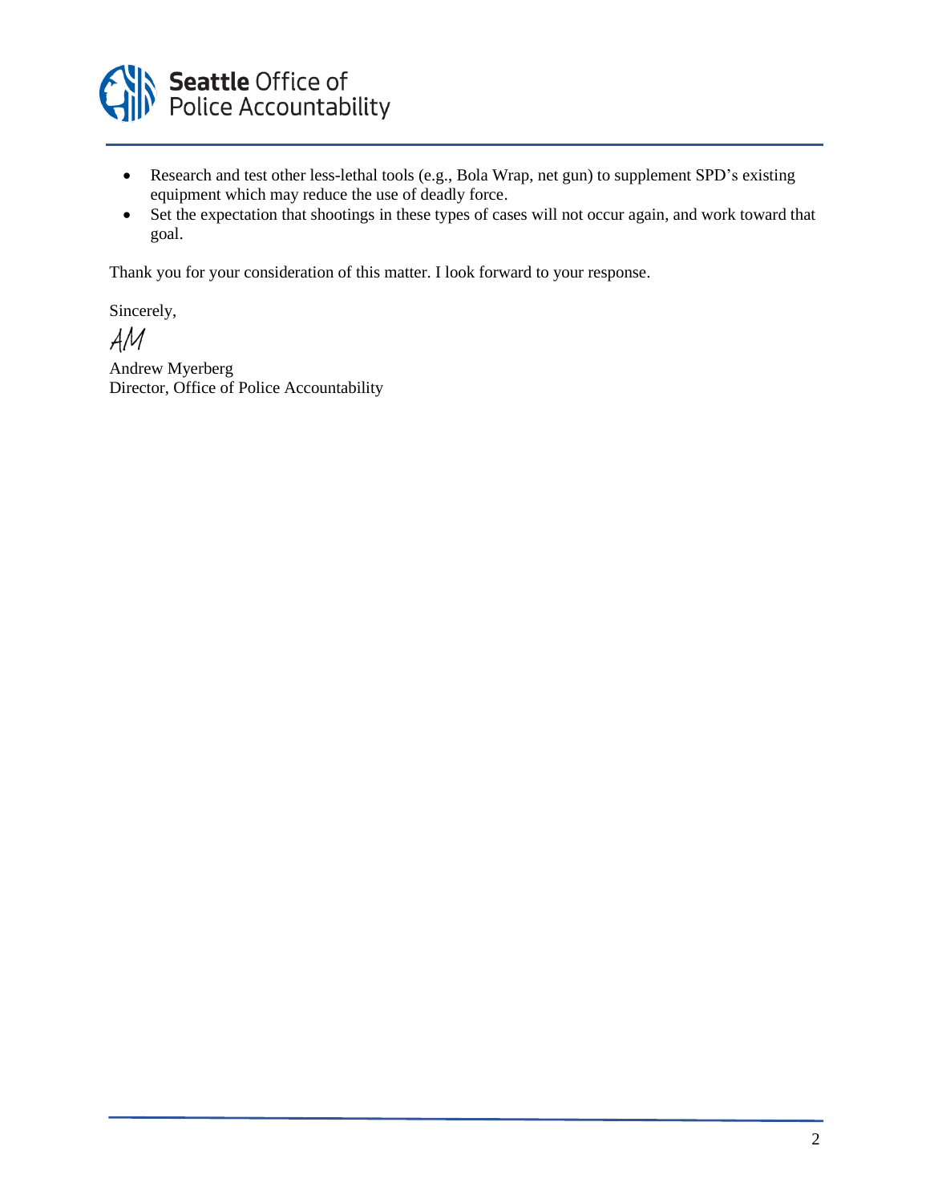- Research and test other less-lethal tools (e.g., Bola Wrap, net gun) to supplement SPD's existing equipment which may reduce the use of deadly force.
- Set the expectation that shootings in these types of cases will not occur again, and work toward that goal.

Thank you for your consideration of this matter. I look forward to your response.

Sincerely,

AM

Andrew Myerberg
Director, Office of Police Accountability